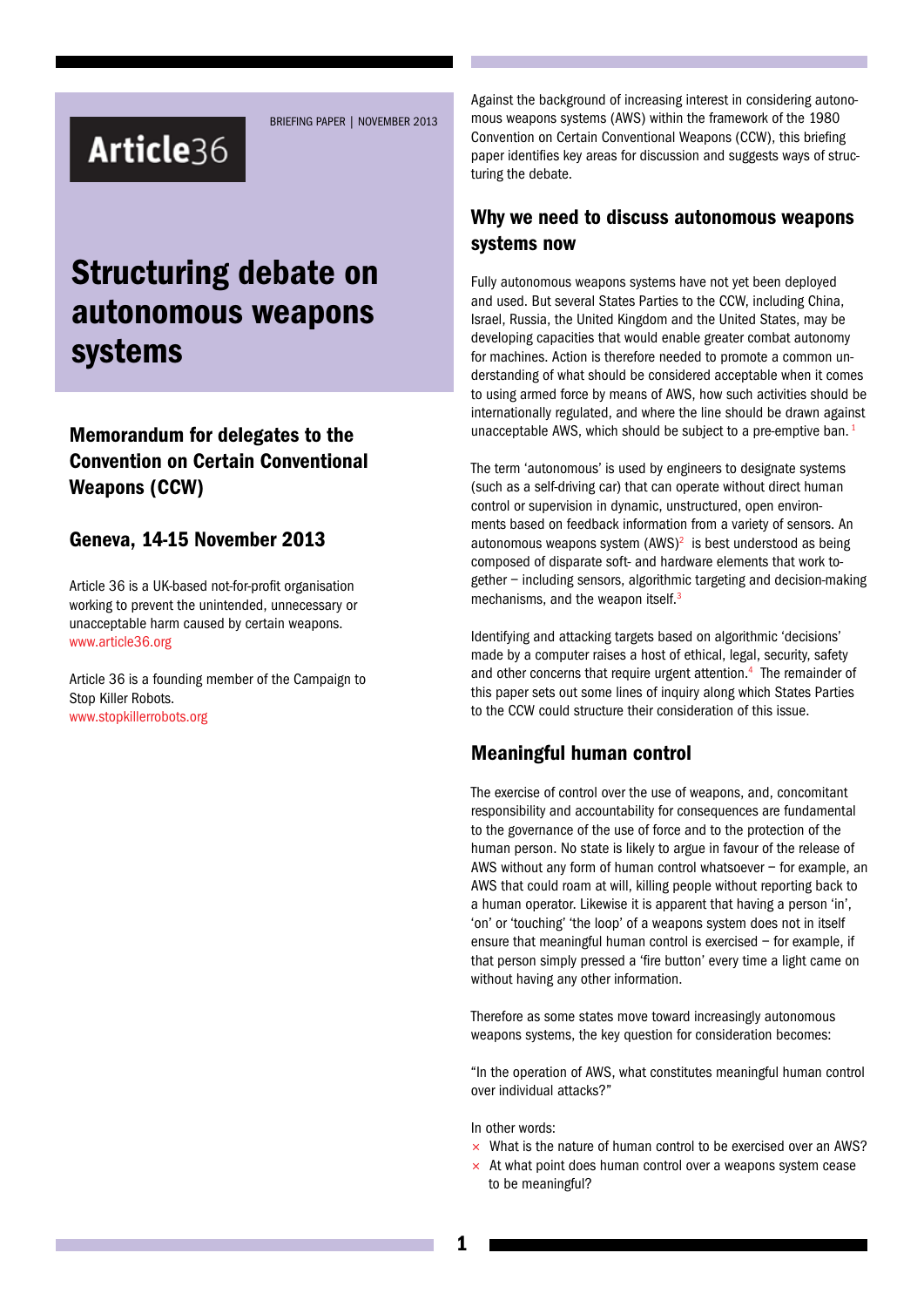Article36

BRIEFING PAPER | NOVEMBER 2013

# Structuring debate on autonomous weapons systems

## Memorandum for delegates to the Convention on Certain Conventional Weapons (CCW)

## Geneva, 14-15 November 2013

Article 36 is a UK-based not-for-profit organisation working to prevent the unintended, unnecessary or unacceptable harm caused by certain weapons.
www.article36.org

Article 36 is a founding member of the Campaign to Stop Killer Robots.
www.stopkillerrobots.org

Against the background of increasing interest in considering autonomous weapons systems (AWS) within the framework of the 1980 Convention on Certain Conventional Weapons (CCW), this briefing paper identifies key areas for discussion and suggests ways of structuring the debate.

## Why we need to discuss autonomous weapons systems now

Fully autonomous weapons systems have not yet been deployed and used. But several States Parties to the CCW, including China, Israel, Russia, the United Kingdom and the United States, may be developing capacities that would enable greater combat autonomy for machines. Action is therefore needed to promote a common understanding of what should be considered acceptable when it comes to using armed force by means of AWS, how such activities should be internationally regulated, and where the line should be drawn against unacceptable AWS, which should be subject to a pre-emptive ban. [1]

The term 'autonomous' is used by engineers to designate systems (such as a self-driving car) that can operate without direct human control or supervision in dynamic, unstructured, open environments based on feedback information from a variety of sensors. An autonomous weapons system (AWS)[2] is best understood as being composed of disparate soft- and hardware elements that work together – including sensors, algorithmic targeting and decision-making mechanisms, and the weapon itself.[3]

Identifying and attacking targets based on algorithmic 'decisions' made by a computer raises a host of ethical, legal, security, safety and other concerns that require urgent attention.[4] The remainder of this paper sets out some lines of inquiry along which States Parties to the CCW could structure their consideration of this issue.

## Meaningful human control

The exercise of control over the use of weapons, and, concomitant responsibility and accountability for consequences are fundamental to the governance of the use of force and to the protection of the human person. No state is likely to argue in favour of the release of AWS without any form of human control whatsoever – for example, an AWS that could roam at will, killing people without reporting back to a human operator. Likewise it is apparent that having a person 'in', 'on' or 'touching' 'the loop' of a weapons system does not in itself ensure that meaningful human control is exercised – for example, if that person simply pressed a 'fire button' every time a light came on without having any other information.

Therefore as some states move toward increasingly autonomous weapons systems, the key question for consideration becomes:

"In the operation of AWS, what constitutes meaningful human control over individual attacks?"

In other words:

- What is the nature of human control to be exercised over an AWS?
- At what point does human control over a weapons system cease to be meaningful?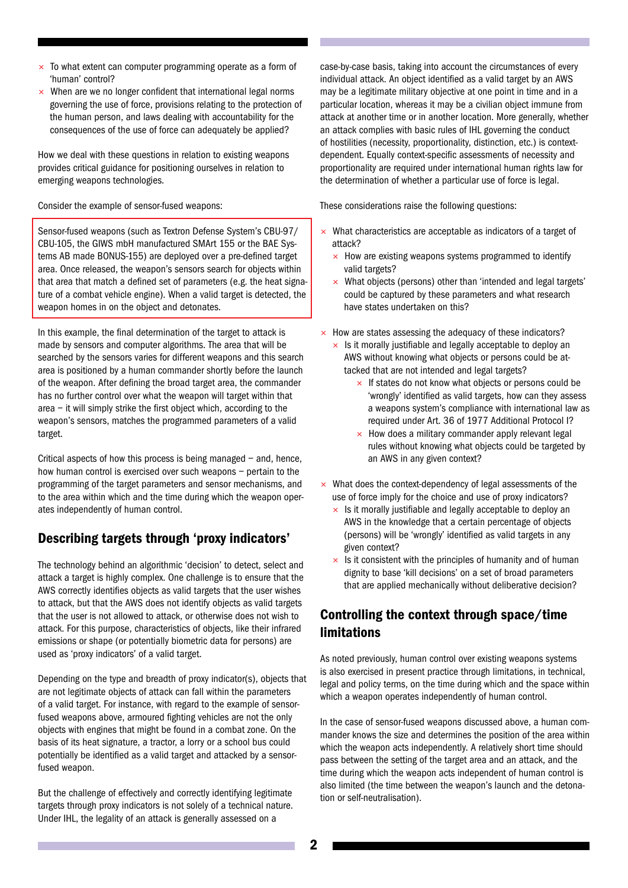- To what extent can computer programming operate as a form of 'human' control?
- When are we no longer confident that international legal norms governing the use of force, provisions relating to the protection of the human person, and laws dealing with accountability for the consequences of the use of force can adequately be applied?

How we deal with these questions in relation to existing weapons provides critical guidance for positioning ourselves in relation to emerging weapons technologies.

Consider the example of sensor-fused weapons:

> Sensor-fused weapons (such as Textron Defense System's CBU-97/CBU-105, the GIWS mbH manufactured SMArt 155 or the BAE Systems AB made BONUS-155) are deployed over a pre-defined target area. Once released, the weapon's sensors search for objects within that area that match a defined set of parameters (e.g. the heat signature of a combat vehicle engine). When a valid target is detected, the weapon homes in on the object and detonates.

In this example, the final determination of the target to attack is made by sensors and computer algorithms. The area that will be searched by the sensors varies for different weapons and this search area is positioned by a human commander shortly before the launch of the weapon. After defining the broad target area, the commander has no further control over what the weapon will target within that area – it will simply strike the first object which, according to the weapon's sensors, matches the programmed parameters of a valid target.

Critical aspects of how this process is being managed – and, hence, how human control is exercised over such weapons – pertain to the programming of the target parameters and sensor mechanisms, and to the area within which and the time during which the weapon operates independently of human control.

## Describing targets through 'proxy indicators'

The technology behind an algorithmic 'decision' to detect, select and attack a target is highly complex. One challenge is to ensure that the AWS correctly identifies objects as valid targets that the user wishes to attack, but that the AWS does not identify objects as valid targets that the user is not allowed to attack, or otherwise does not wish to attack. For this purpose, characteristics of objects, like their infrared emissions or shape (or potentially biometric data for persons) are used as 'proxy indicators' of a valid target.

Depending on the type and breadth of proxy indicator(s), objects that are not legitimate objects of attack can fall within the parameters of a valid target. For instance, with regard to the example of sensor-fused weapons above, armoured fighting vehicles are not the only objects with engines that might be found in a combat zone. On the basis of its heat signature, a tractor, a lorry or a school bus could potentially be identified as a valid target and attacked by a sensor-fused weapon.

But the challenge of effectively and correctly identifying legitimate targets through proxy indicators is not solely of a technical nature. Under IHL, the legality of an attack is generally assessed on a case-by-case basis, taking into account the circumstances of every individual attack. An object identified as a valid target by an AWS may be a legitimate military objective at one point in time and in a particular location, whereas it may be a civilian object immune from attack at another time or in another location. More generally, whether an attack complies with basic rules of IHL governing the conduct of hostilities (necessity, proportionality, distinction, etc.) is context-dependent. Equally context-specific assessments of necessity and proportionality are required under international human rights law for the determination of whether a particular use of force is legal.

These considerations raise the following questions:

- What characteristics are acceptable as indicators of a target of attack?
  - How are existing weapons systems programmed to identify valid targets?
  - What objects (persons) other than 'intended and legal targets' could be captured by these parameters and what research have states undertaken on this?
- How are states assessing the adequacy of these indicators?
  - Is it morally justifiable and legally acceptable to deploy an AWS without knowing what objects or persons could be attacked that are not intended and legal targets?
    - If states do not know what objects or persons could be 'wrongly' identified as valid targets, how can they assess a weapons system's compliance with international law as required under Art. 36 of 1977 Additional Protocol I?
    - How does a military commander apply relevant legal rules without knowing what objects could be targeted by an AWS in any given context?
- What does the context-dependency of legal assessments of the use of force imply for the choice and use of proxy indicators?
  - Is it morally justifiable and legally acceptable to deploy an AWS in the knowledge that a certain percentage of objects (persons) will be 'wrongly' identified as valid targets in any given context?
  - Is it consistent with the principles of humanity and of human dignity to base 'kill decisions' on a set of broad parameters that are applied mechanically without deliberative decision?

## Controlling the context through space/time limitations

As noted previously, human control over existing weapons systems is also exercised in present practice through limitations, in technical, legal and policy terms, on the time during which and the space within which a weapon operates independently of human control.

In the case of sensor-fused weapons discussed above, a human commander knows the size and determines the position of the area within which the weapon acts independently. A relatively short time should pass between the setting of the target area and an attack, and the time during which the weapon acts independent of human control is also limited (the time between the weapon's launch and the detonation or self-neutralisation).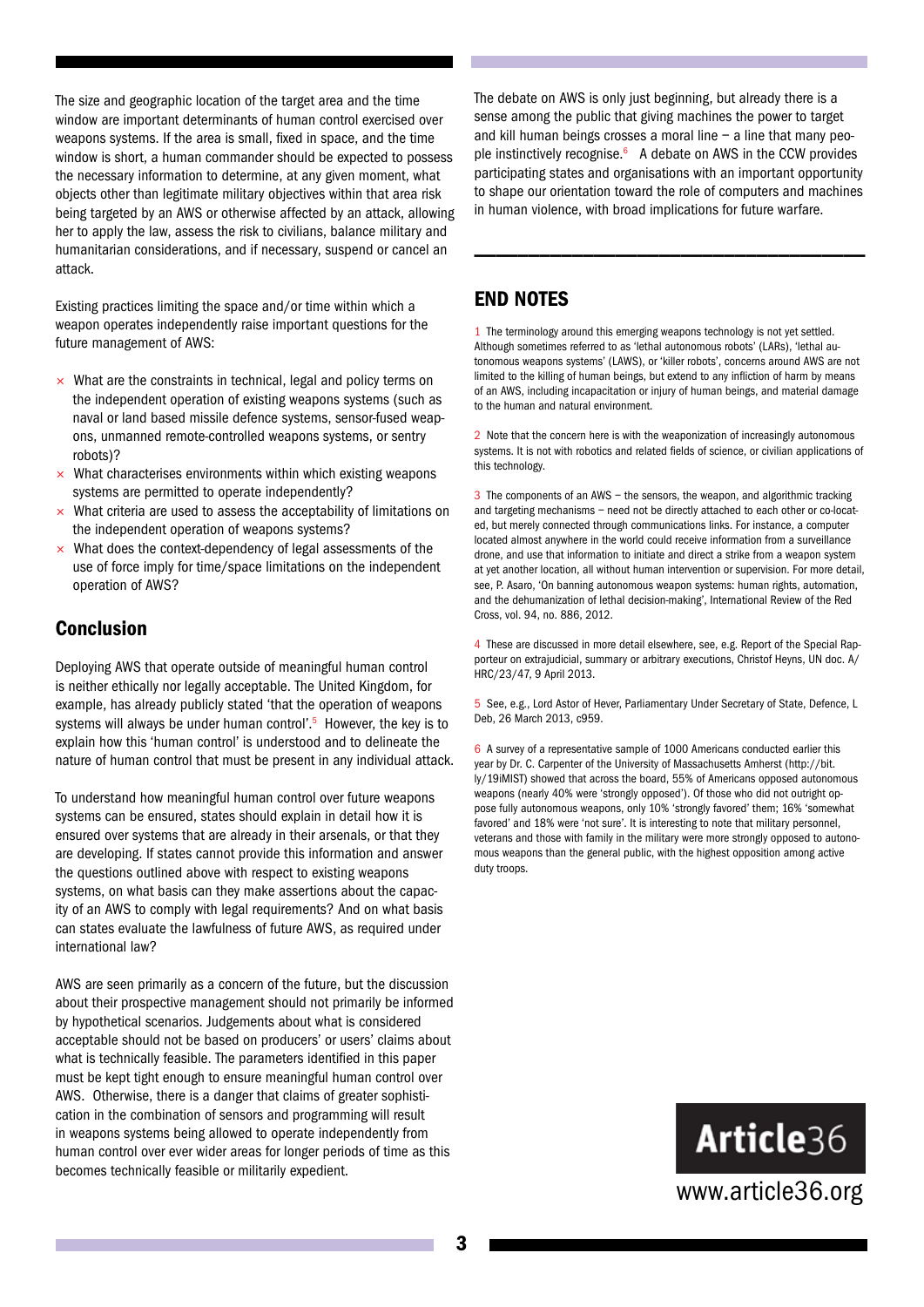The size and geographic location of the target area and the time window are important determinants of human control exercised over weapons systems. If the area is small, fixed in space, and the time window is short, a human commander should be expected to possess the necessary information to determine, at any given moment, what objects other than legitimate military objectives within that area risk being targeted by an AWS or otherwise affected by an attack, allowing her to apply the law, assess the risk to civilians, balance military and humanitarian considerations, and if necessary, suspend or cancel an attack.

Existing practices limiting the space and/or time within which a weapon operates independently raise important questions for the future management of AWS:

- What are the constraints in technical, legal and policy terms on the independent operation of existing weapons systems (such as naval or land based missile defence systems, sensor-fused weapons, unmanned remote-controlled weapons systems, or sentry robots)?
- What characterises environments within which existing weapons systems are permitted to operate independently?
- What criteria are used to assess the acceptability of limitations on the independent operation of weapons systems?
- What does the context-dependency of legal assessments of the use of force imply for time/space limitations on the independent operation of AWS?

## Conclusion

Deploying AWS that operate outside of meaningful human control is neither ethically nor legally acceptable. The United Kingdom, for example, has already publicly stated 'that the operation of weapons systems will always be under human control'.[5] However, the key is to explain how this 'human control' is understood and to delineate the nature of human control that must be present in any individual attack.

To understand how meaningful human control over future weapons systems can be ensured, states should explain in detail how it is ensured over systems that are already in their arsenals, or that they are developing. If states cannot provide this information and answer the questions outlined above with respect to existing weapons systems, on what basis can they make assertions about the capacity of an AWS to comply with legal requirements? And on what basis can states evaluate the lawfulness of future AWS, as required under international law?

AWS are seen primarily as a concern of the future, but the discussion about their prospective management should not primarily be informed by hypothetical scenarios. Judgements about what is considered acceptable should not be based on producers' or users' claims about what is technically feasible. The parameters identified in this paper must be kept tight enough to ensure meaningful human control over AWS. Otherwise, there is a danger that claims of greater sophistication in the combination of sensors and programming will result in weapons systems being allowed to operate independently from human control over ever wider areas for longer periods of time as this becomes technically feasible or militarily expedient.

The debate on AWS is only just beginning, but already there is a sense among the public that giving machines the power to target and kill human beings crosses a moral line – a line that many people instinctively recognise.[6] A debate on AWS in the CCW provides participating states and organisations with an important opportunity to shape our orientation toward the role of computers and machines in human violence, with broad implications for future warfare.

## END NOTES

1 The terminology around this emerging weapons technology is not yet settled. Although sometimes referred to as 'lethal autonomous robots' (LARs), 'lethal autonomous weapons systems' (LAWS), or 'killer robots', concerns around AWS are not limited to the killing of human beings, but extend to any infliction of harm by means of an AWS, including incapacitation or injury of human beings, and material damage to the human and natural environment.

2 Note that the concern here is with the weaponization of increasingly autonomous systems. It is not with robotics and related fields of science, or civilian applications of this technology.

3 The components of an AWS – the sensors, the weapon, and algorithmic tracking and targeting mechanisms – need not be directly attached to each other or co-located, but merely connected through communications links. For instance, a computer located almost anywhere in the world could receive information from a surveillance drone, and use that information to initiate and direct a strike from a weapon system at yet another location, all without human intervention or supervision. For more detail, see, P. Asaro, 'On banning autonomous weapon systems: human rights, automation, and the dehumanization of lethal decision-making', International Review of the Red Cross, vol. 94, no. 886, 2012.

4 These are discussed in more detail elsewhere, see, e.g. Report of the Special Rapporteur on extrajudicial, summary or arbitrary executions, Christof Heyns, UN doc. A/HRC/23/47, 9 April 2013.

5 See, e.g., Lord Astor of Hever, Parliamentary Under Secretary of State, Defence, L Deb, 26 March 2013, c959.

6 A survey of a representative sample of 1000 Americans conducted earlier this year by Dr. C. Carpenter of the University of Massachusetts Amherst (http://bit.ly/19iMIST) showed that across the board, 55% of Americans opposed autonomous weapons (nearly 40% were 'strongly opposed'). Of those who did not outright oppose fully autonomous weapons, only 10% 'strongly favored' them; 16% 'somewhat favored' and 18% were 'not sure'. It is interesting to note that military personnel, veterans and those with family in the military were more strongly opposed to autonomous weapons than the general public, with the highest opposition among active duty troops.

Article36

www.article36.org